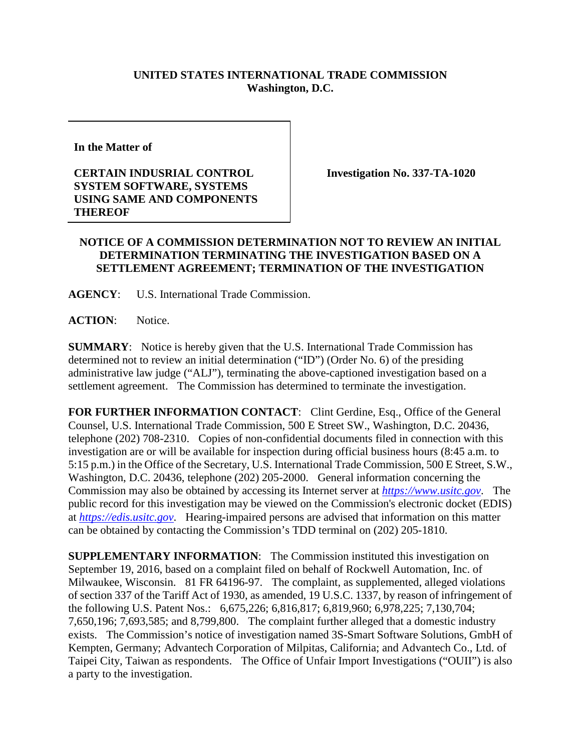**UNITED STATES INTERNATIONAL TRADE COMMISSION**
**Washington, D.C.**

| In the Matter of<br><br>**CERTAIN INDUSRIAL CONTROL SYSTEM SOFTWARE, SYSTEMS USING SAME AND COMPONENTS THEREOF** | **Investigation No. 337-TA-1020** |
|---|---|

**NOTICE OF A COMMISSION DETERMINATION NOT TO REVIEW AN INITIAL DETERMINATION TERMINATING THE INVESTIGATION BASED ON A SETTLEMENT AGREEMENT; TERMINATION OF THE INVESTIGATION**

**AGENCY**: U.S. International Trade Commission.

**ACTION**: Notice.

**SUMMARY**: Notice is hereby given that the U.S. International Trade Commission has determined not to review an initial determination ("ID") (Order No. 6) of the presiding administrative law judge ("ALJ"), terminating the above-captioned investigation based on a settlement agreement. The Commission has determined to terminate the investigation.

**FOR FURTHER INFORMATION CONTACT**: Clint Gerdine, Esq., Office of the General Counsel, U.S. International Trade Commission, 500 E Street SW., Washington, D.C. 20436, telephone (202) 708-2310. Copies of non-confidential documents filed in connection with this investigation are or will be available for inspection during official business hours (8:45 a.m. to 5:15 p.m.) in the Office of the Secretary, U.S. International Trade Commission, 500 E Street, S.W., Washington, D.C. 20436, telephone (202) 205-2000. General information concerning the Commission may also be obtained by accessing its Internet server at *https://www.usitc.gov*. The public record for this investigation may be viewed on the Commission's electronic docket (EDIS) at *https://edis.usitc.gov*. Hearing-impaired persons are advised that information on this matter can be obtained by contacting the Commission's TDD terminal on (202) 205-1810.

**SUPPLEMENTARY INFORMATION**: The Commission instituted this investigation on September 19, 2016, based on a complaint filed on behalf of Rockwell Automation, Inc. of Milwaukee, Wisconsin. 81 FR 64196-97. The complaint, as supplemented, alleged violations of section 337 of the Tariff Act of 1930, as amended, 19 U.S.C. 1337, by reason of infringement of the following U.S. Patent Nos.: 6,675,226; 6,816,817; 6,819,960; 6,978,225; 7,130,704; 7,650,196; 7,693,585; and 8,799,800. The complaint further alleged that a domestic industry exists. The Commission's notice of investigation named 3S-Smart Software Solutions, GmbH of Kempten, Germany; Advantech Corporation of Milpitas, California; and Advantech Co., Ltd. of Taipei City, Taiwan as respondents. The Office of Unfair Import Investigations ("OUII") is also a party to the investigation.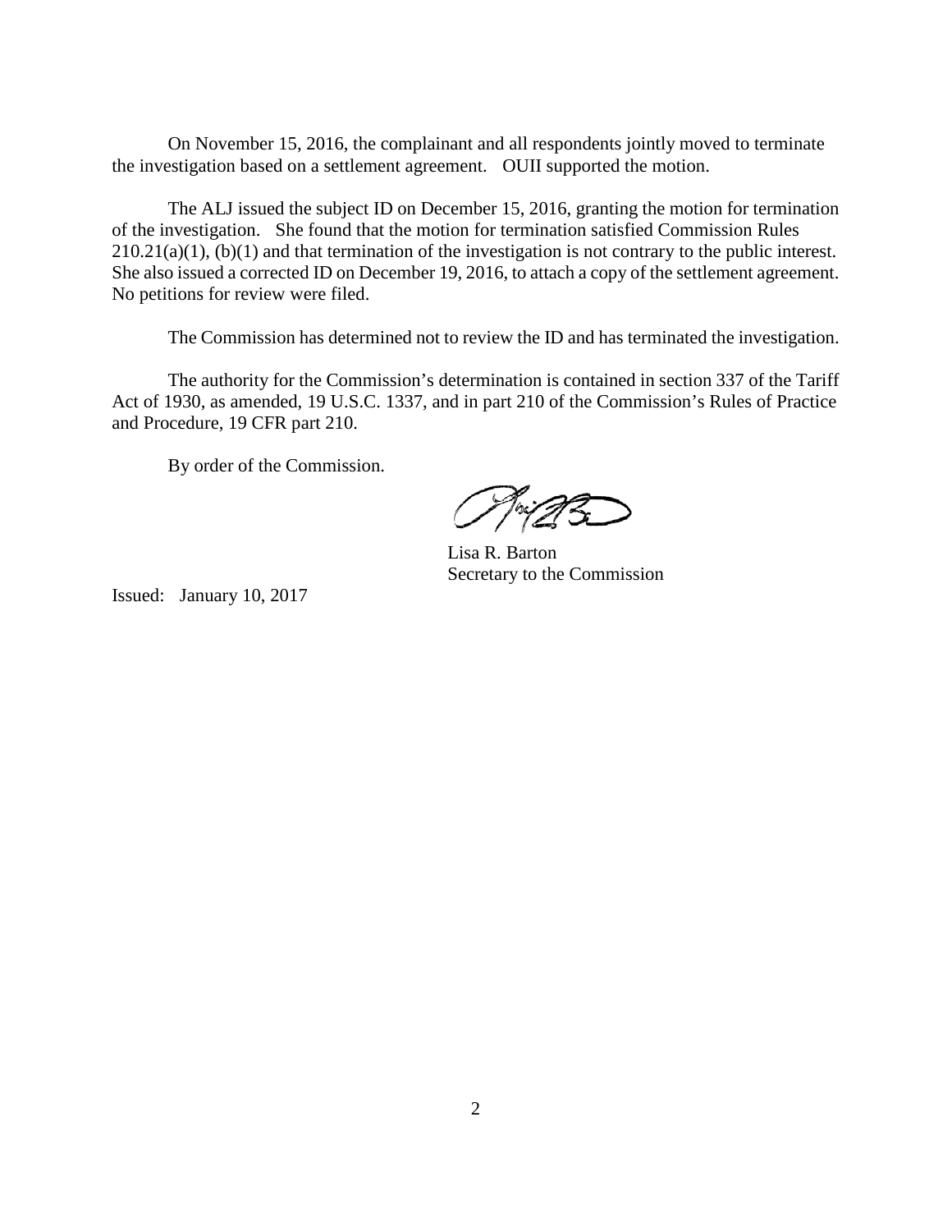On November 15, 2016, the complainant and all respondents jointly moved to terminate the investigation based on a settlement agreement. OUII supported the motion.

The ALJ issued the subject ID on December 15, 2016, granting the motion for termination of the investigation. She found that the motion for termination satisfied Commission Rules 210.21(a)(1), (b)(1) and that termination of the investigation is not contrary to the public interest. She also issued a corrected ID on December 19, 2016, to attach a copy of the settlement agreement. No petitions for review were filed.

The Commission has determined not to review the ID and has terminated the investigation.

The authority for the Commission's determination is contained in section 337 of the Tariff Act of 1930, as amended, 19 U.S.C. 1337, and in part 210 of the Commission's Rules of Practice and Procedure, 19 CFR part 210.

By order of the Commission.

Lisa R. Barton
Secretary to the Commission

Issued: January 10, 2017